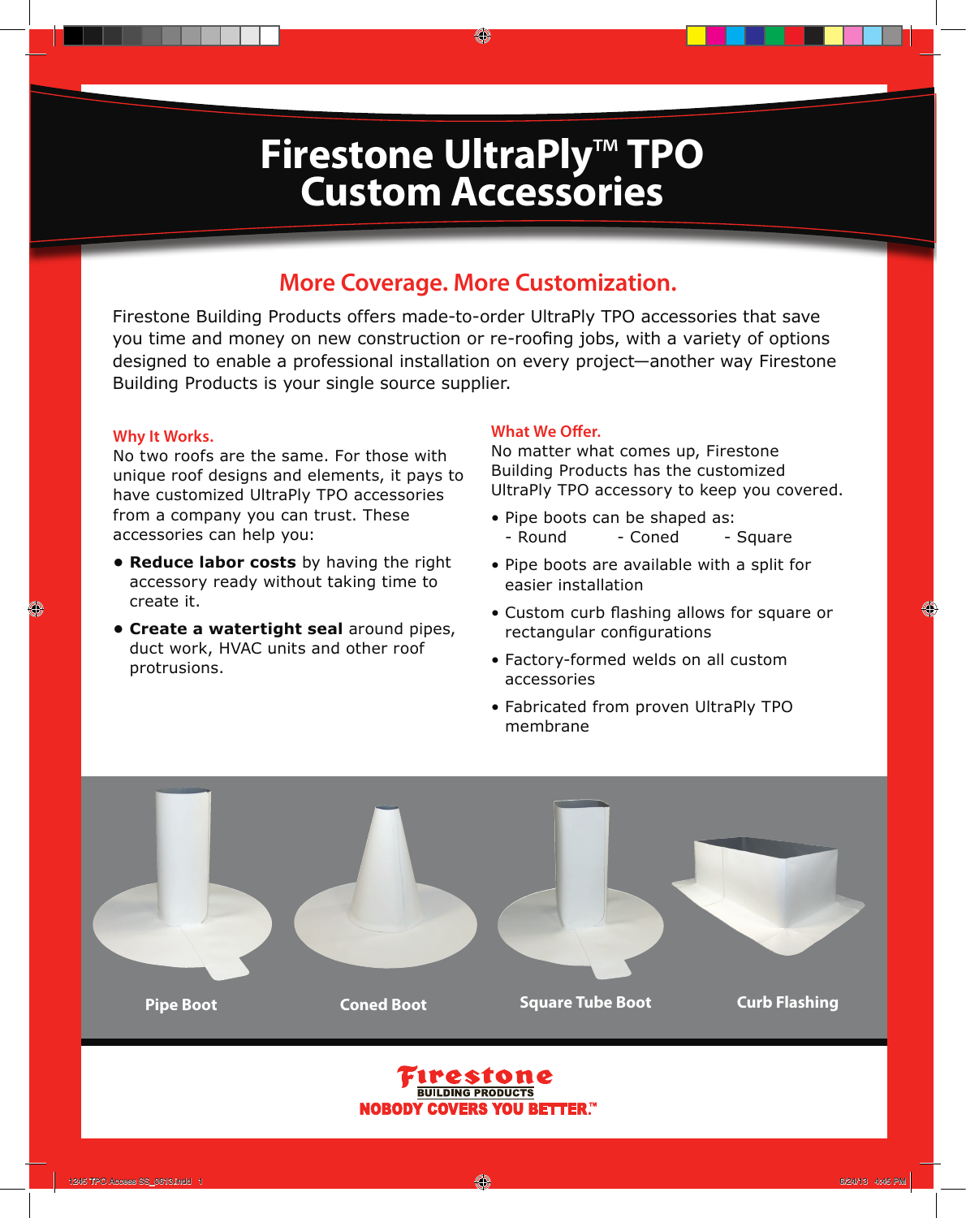# Firestone UltraPly™ TPO Custom Accessories

## More Coverage. More Customization.

Firestone Building Products offers made-to-order UltraPly TPO accessories that save you time and money on new construction or re-roofing jobs, with a variety of options designed to enable a professional installation on every project—another way Firestone Building Products is your single source supplier.

### Why It Works.

No two roofs are the same. For those with unique roof designs and elements, it pays to have customized UltraPly TPO accessories from a company you can trust. These accessories can help you:

- **Reduce labor costs** by having the right accessory ready without taking time to create it.
- **Create a watertight seal** around pipes, duct work, HVAC units and other roof protrusions.

### What We Offer.

No matter what comes up, Firestone Building Products has the customized UltraPly TPO accessory to keep you covered.

- Pipe boots can be shaped as:
  - Round
  - Coned
  - Square
- Pipe boots are available with a split for easier installation
- Custom curb flashing allows for square or rectangular configurations
- Factory-formed welds on all custom accessories
- Fabricated from proven UltraPly TPO membrane

Pipe Boot

Coned Boot

Square Tube Boot

Curb Flashing

Firestone BUILDING PRODUCTS

NOBODY COVERS YOU BETTER.™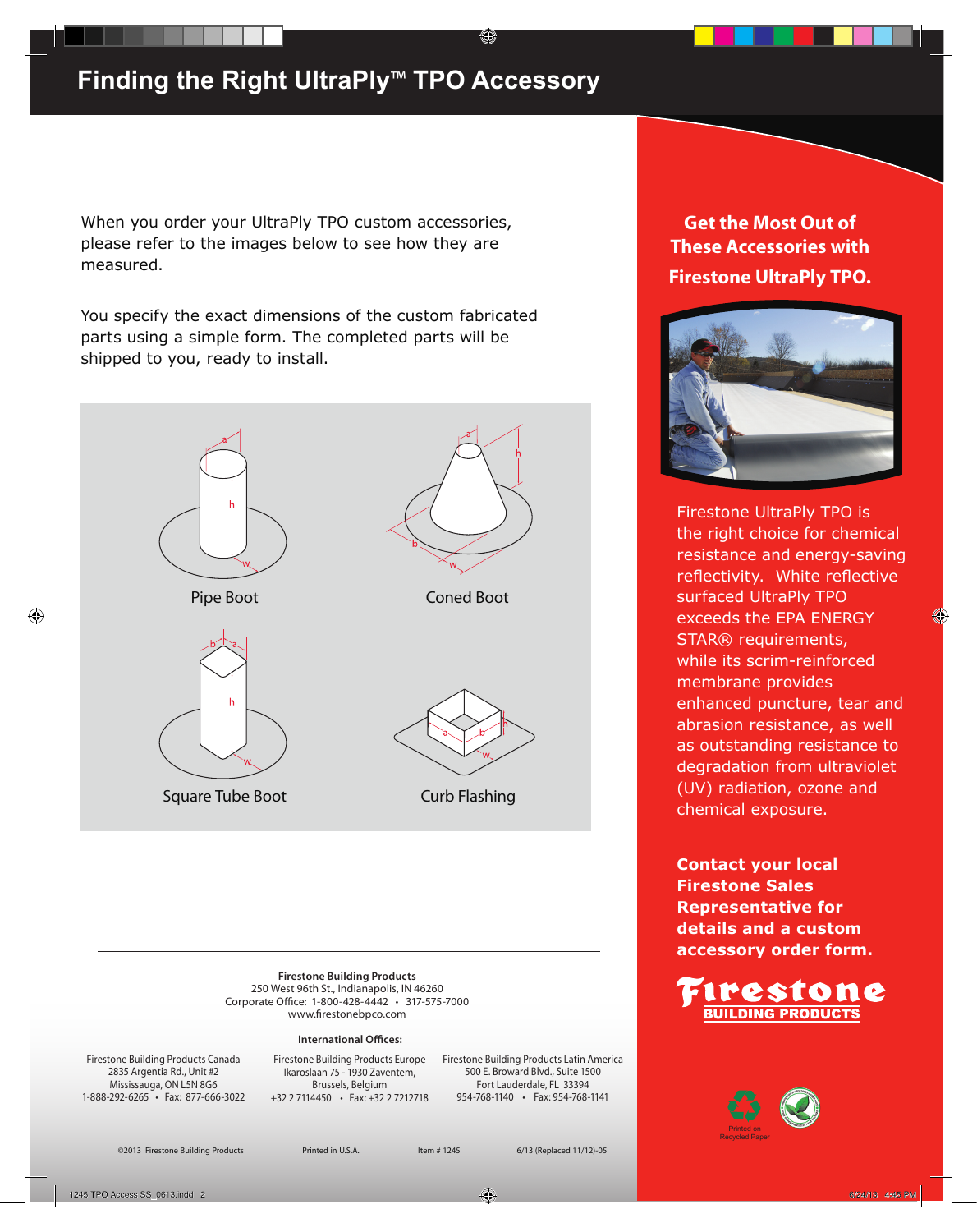# Finding the Right UltraPly™ TPO Accessory

When you order your UltraPly TPO custom accessories, please refer to the images below to see how they are measured.

You specify the exact dimensions of the custom fabricated parts using a simple form. The completed parts will be shipped to you, ready to install.

a
h
w
Pipe Boot

a
h
b
w
Coned Boot

b a
h
w
Square Tube Boot

a b h
w
Curb Flashing

## Get the Most Out of These Accessories with Firestone UltraPly TPO.

Firestone UltraPly TPO is the right choice for chemical resistance and energy-saving reflectivity. White reflective surfaced UltraPly TPO exceeds the EPA ENERGY STAR® requirements, while its scrim-reinforced membrane provides enhanced puncture, tear and abrasion resistance, as well as outstanding resistance to degradation from ultraviolet (UV) radiation, ozone and chemical exposure.

**Contact your local Firestone Sales Representative for details and a custom accessory order form.**

Firestone BUILDING PRODUCTS

Printed on Recycled Paper

---

**Firestone Building Products**
250 West 96th St., Indianapolis, IN 46260
Corporate Office: 1-800-428-4442 • 317-575-7000
www.firestonebpco.com

**International Offices:**

Firestone Building Products Canada
2835 Argentia Rd., Unit #2
Mississauga, ON L5N 8G6
1-888-292-6265 • Fax: 877-666-3022

Firestone Building Products Europe
Ikaroslaan 75 - 1930 Zaventem,
Brussels, Belgium
+32 2 7114450 • Fax: +32 2 7212718

Firestone Building Products Latin America
500 E. Broward Blvd., Suite 1500
Fort Lauderdale, FL 33394
954-768-1140 • Fax: 954-768-1141

©2013 Firestone Building Products    Printed in U.S.A.    Item # 1245    6/13 (Replaced 11/12)-05